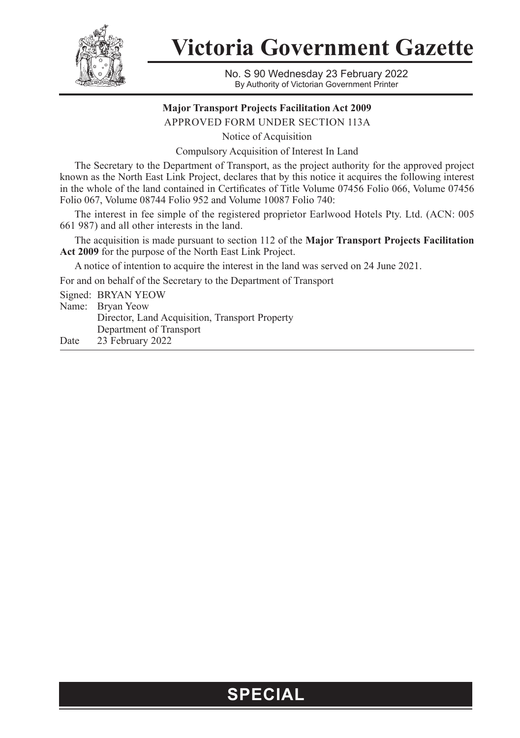# Victoria Government Gazette

No. S 90 Wednesday 23 February 2022
By Authority of Victorian Government Printer

**Major Transport Projects Facilitation Act 2009**

APPROVED FORM UNDER SECTION 113A

Notice of Acquisition

Compulsory Acquisition of Interest In Land

The Secretary to the Department of Transport, as the project authority for the approved project known as the North East Link Project, declares that by this notice it acquires the following interest in the whole of the land contained in Certificates of Title Volume 07456 Folio 066, Volume 07456 Folio 067, Volume 08744 Folio 952 and Volume 10087 Folio 740:

The interest in fee simple of the registered proprietor Earlwood Hotels Pty. Ltd. (ACN: 005 661 987) and all other interests in the land.

The acquisition is made pursuant to section 112 of the **Major Transport Projects Facilitation Act 2009** for the purpose of the North East Link Project.

A notice of intention to acquire the interest in the land was served on 24 June 2021.

For and on behalf of the Secretary to the Department of Transport

Signed: BRYAN YEOW
Name: Bryan Yeow
Director, Land Acquisition, Transport Property
Department of Transport
Date 23 February 2022

**SPECIAL**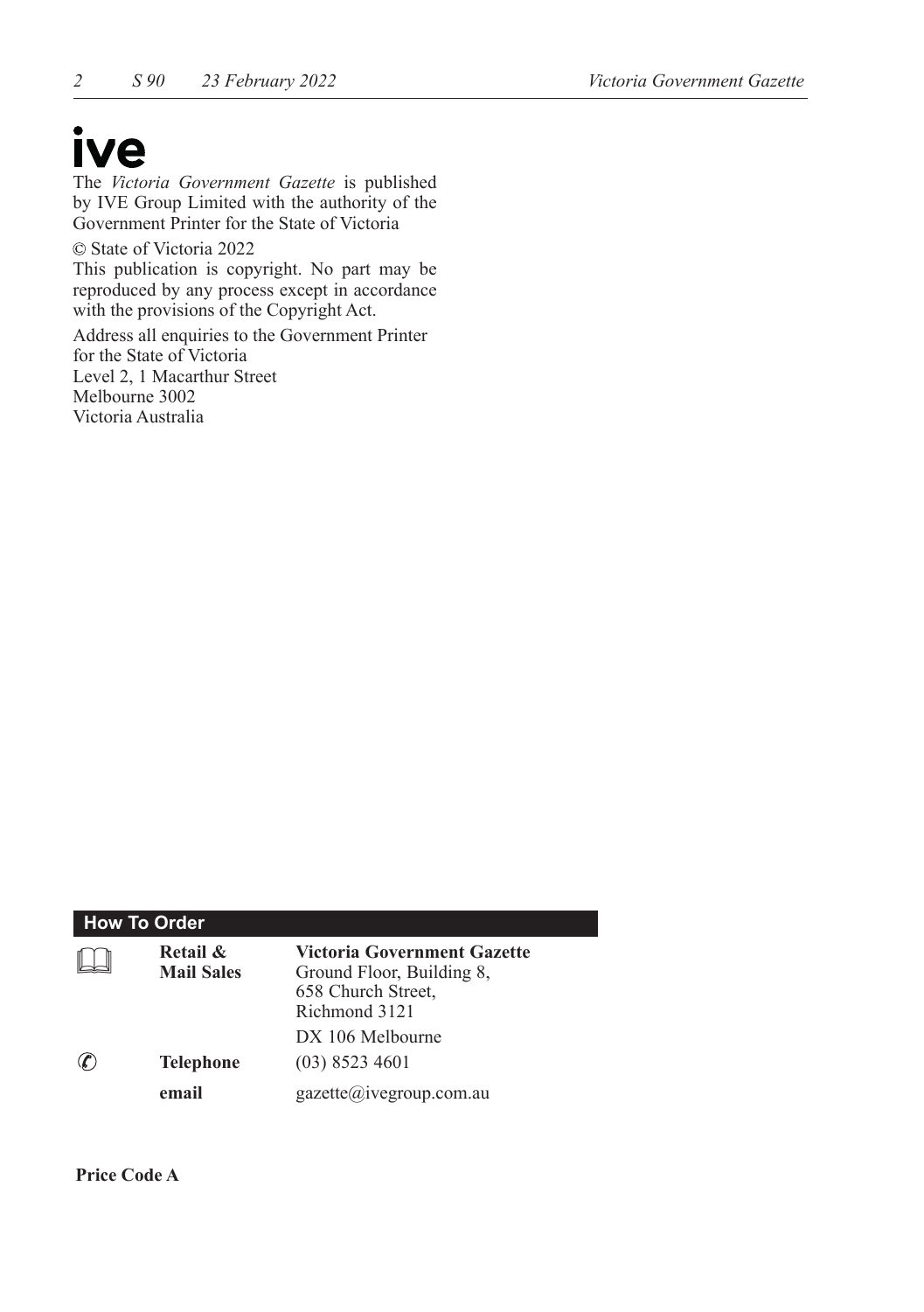ive

The *Victoria Government Gazette* is published by IVE Group Limited with the authority of the Government Printer for the State of Victoria

© State of Victoria 2022

This publication is copyright. No part may be reproduced by any process except in accordance with the provisions of the Copyright Act.

Address all enquiries to the Government Printer for the State of Victoria
Level 2, 1 Macarthur Street
Melbourne 3002
Victoria Australia

## How To Order

| | | |
|---|---|---|
| | **Retail & Mail Sales** | **Victoria Government Gazette**<br>Ground Floor, Building 8,<br>658 Church Street,<br>Richmond 3121 |
| | | DX 106 Melbourne |
| | **Telephone** | (03) 8523 4601 |
| | **email** | gazette@ivegroup.com.au |

**Price Code A**